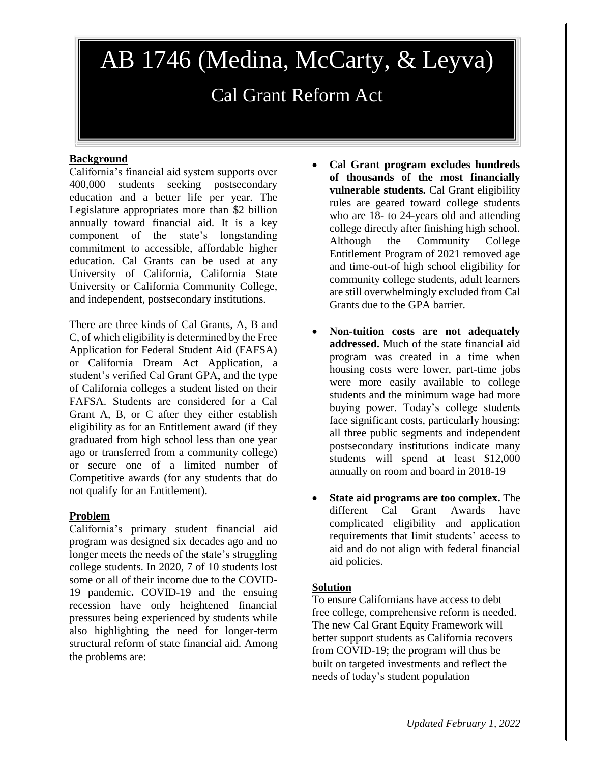# AB 1746 (Medina, McCarty, & Leyva)

## Cal Grant Reform Act

### Background

California's financial aid system supports over 400,000 students seeking postsecondary education and a better life per year. The Legislature appropriates more than $2 billion annually toward financial aid. It is a key component of the state's longstanding commitment to accessible, affordable higher education. Cal Grants can be used at any University of California, California State University or California Community College, and independent, postsecondary institutions.

There are three kinds of Cal Grants, A, B and C, of which eligibility is determined by the Free Application for Federal Student Aid (FAFSA) or California Dream Act Application, a student's verified Cal Grant GPA, and the type of California colleges a student listed on their FAFSA. Students are considered for a Cal Grant A, B, or C after they either establish eligibility as for an Entitlement award (if they graduated from high school less than one year ago or transferred from a community college) or secure one of a limited number of Competitive awards (for any students that do not qualify for an Entitlement).

### Problem

California's primary student financial aid program was designed six decades ago and no longer meets the needs of the state's struggling college students. In 2020, 7 of 10 students lost some or all of their income due to the COVID-19 pandemic**.** COVID-19 and the ensuing recession have only heightened financial pressures being experienced by students while also highlighting the need for longer-term structural reform of state financial aid. Among the problems are:

- **Cal Grant program excludes hundreds of thousands of the most financially vulnerable students.** Cal Grant eligibility rules are geared toward college students who are 18- to 24-years old and attending college directly after finishing high school. Although the Community College Entitlement Program of 2021 removed age and time-out-of high school eligibility for community college students, adult learners are still overwhelmingly excluded from Cal Grants due to the GPA barrier.
- **Non-tuition costs are not adequately addressed.** Much of the state financial aid program was created in a time when housing costs were lower, part-time jobs were more easily available to college students and the minimum wage had more buying power. Today's college students face significant costs, particularly housing: all three public segments and independent postsecondary institutions indicate many students will spend at least $12,000 annually on room and board in 2018-19
- **State aid programs are too complex.** The different Cal Grant Awards have complicated eligibility and application requirements that limit students' access to aid and do not align with federal financial aid policies.

### Solution

To ensure Californians have access to debt free college, comprehensive reform is needed. The new Cal Grant Equity Framework will better support students as California recovers from COVID-19; the program will thus be built on targeted investments and reflect the needs of today's student population

*Updated February 1, 2022*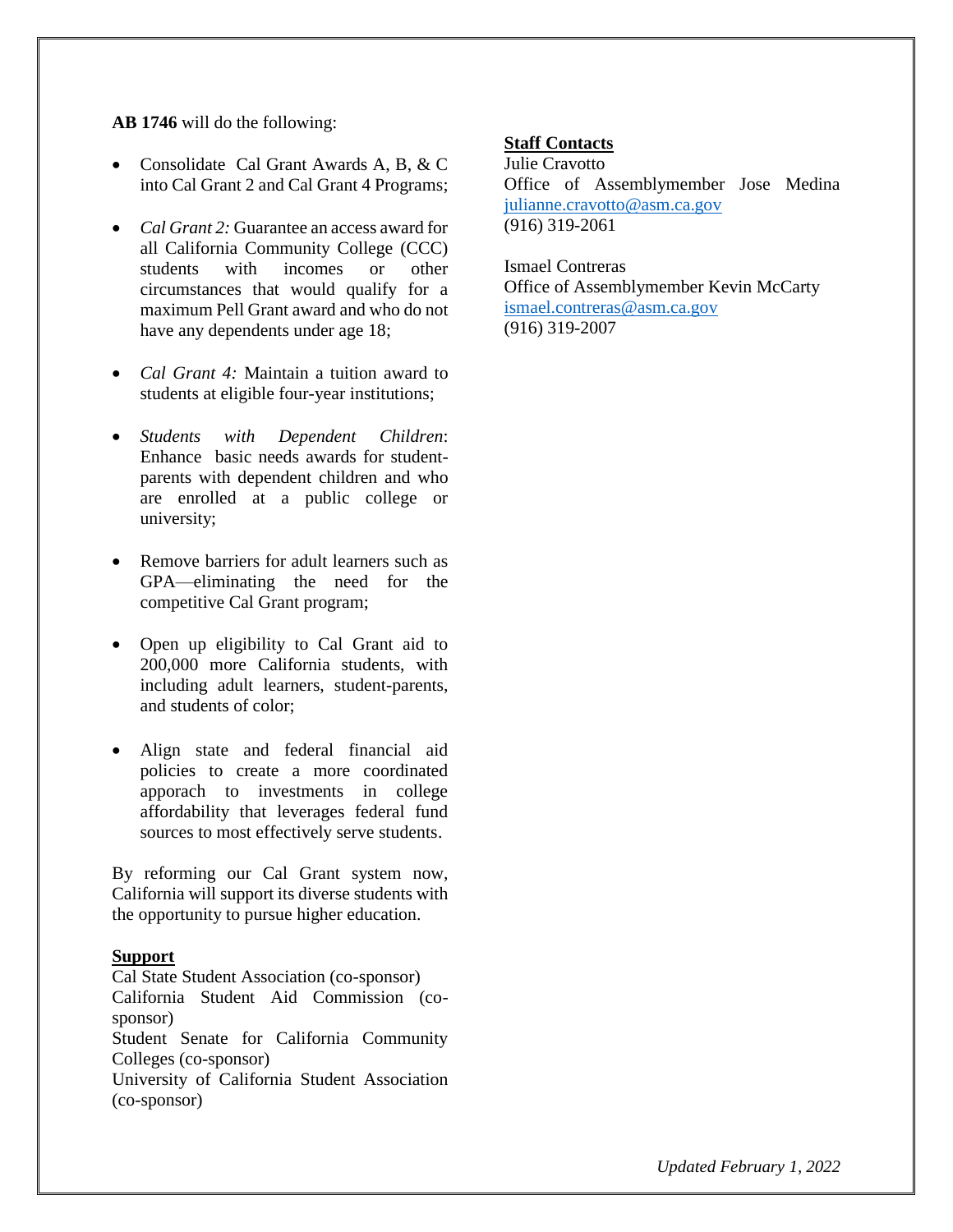**AB 1746** will do the following:

- Consolidate Cal Grant Awards A, B, & C into Cal Grant 2 and Cal Grant 4 Programs;
- *Cal Grant 2:* Guarantee an access award for all California Community College (CCC) students with incomes or other circumstances that would qualify for a maximum Pell Grant award and who do not have any dependents under age 18;
- *Cal Grant 4:* Maintain a tuition award to students at eligible four-year institutions;
- *Students with Dependent Children*: Enhance basic needs awards for student-parents with dependent children and who are enrolled at a public college or university;
- Remove barriers for adult learners such as GPA—eliminating the need for the competitive Cal Grant program;
- Open up eligibility to Cal Grant aid to 200,000 more California students, with including adult learners, student-parents, and students of color;
- Align state and federal financial aid policies to create a more coordinated apporach to investments in college affordability that leverages federal fund sources to most effectively serve students.

By reforming our Cal Grant system now, California will support its diverse students with the opportunity to pursue higher education.

**Support**

Cal State Student Association (co-sponsor)
California Student Aid Commission (co-sponsor)
Student Senate for California Community Colleges (co-sponsor)
University of California Student Association (co-sponsor)

**Staff Contacts**

Julie Cravotto
Office of Assemblymember Jose Medina
julianne.cravotto@asm.ca.gov
(916) 319-2061

Ismael Contreras
Office of Assemblymember Kevin McCarty
ismael.contreras@asm.ca.gov
(916) 319-2007

*Updated February 1, 2022*